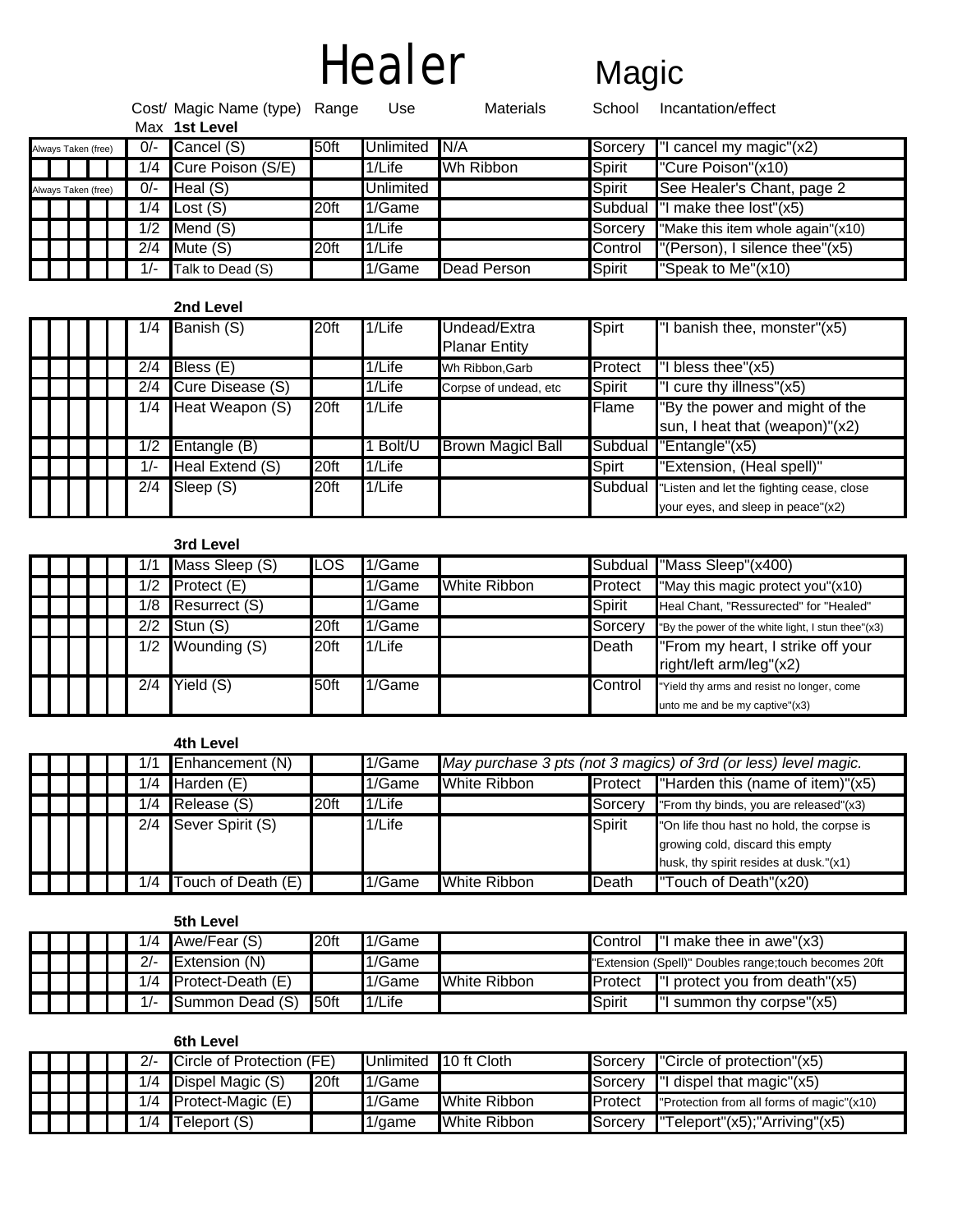# Healer Magic

### 1st Level

| Purchased | Cost/Max | Magic Name (type) | Range | Use | Materials | School | Incantation/effect |
|---|---|---|---|---|---|---|---|
| Always Taken (free) | 0/- | Cancel (S) | 50ft | Unlimited | N/A | Sorcery | "I cancel my magic"(x2) |
| | 1/4 | Cure Poison (S/E) | | 1/Life | Wh Ribbon | Spirit | "Cure Poison"(x10) |
| Always Taken (free) | 0/- | Heal (S) | | Unlimited | | Spirit | See Healer's Chant, page 2 |
| | 1/4 | Lost (S) | 20ft | 1/Game | | Subdual | "I make thee lost"(x5) |
| | 1/2 | Mend (S) | | 1/Life | | Sorcery | "Make this item whole again"(x10) |
| | 2/4 | Mute (S) | 20ft | 1/Life | | Control | "(Person), I silence thee"(x5) |
| | 1/- | Talk to Dead (S) | | 1/Game | Dead Person | Spirit | "Speak to Me"(x10) |

### 2nd Level

| Purchased | Cost/Max | Magic Name (type) | Range | Use | Materials | School | Incantation/effect |
|---|---|---|---|---|---|---|---|
| | 1/4 | Banish (S) | 20ft | 1/Life | Undead/Extra Planar Entity | Spirt | "I banish thee, monster"(x5) |
| | 2/4 | Bless (E) | | 1/Life | Wh Ribbon,Garb | Protect | "I bless thee"(x5) |
| | 2/4 | Cure Disease (S) | | 1/Life | Corpse of undead, etc | Spirit | "I cure thy illness"(x5) |
| | 1/4 | Heat Weapon (S) | 20ft | 1/Life | | Flame | "By the power and might of the sun, I heat that (weapon)"(x2) |
| | 1/2 | Entangle (B) | | 1 Bolt/U | Brown Magicl Ball | Subdual | "Entangle"(x5) |
| | 1/- | Heal Extend (S) | 20ft | 1/Life | | Spirt | "Extension, (Heal spell)" |
| | 2/4 | Sleep (S) | 20ft | 1/Life | | Subdual | "Listen and let the fighting cease, close your eyes, and sleep in peace"(x2) |

### 3rd Level

| Purchased | Cost/Max | Magic Name (type) | Range | Use | Materials | School | Incantation/effect |
|---|---|---|---|---|---|---|---|
| | 1/1 | Mass Sleep (S) | LOS | 1/Game | | Subdual | "Mass Sleep"(x400) |
| | 1/2 | Protect (E) | | 1/Game | White Ribbon | Protect | "May this magic protect you"(x10) |
| | 1/8 | Resurrect (S) | | 1/Game | | Spirit | Heal Chant, "Ressurected" for "Healed" |
| | 2/2 | Stun (S) | 20ft | 1/Game | | Sorcery | "By the power of the white light, I stun thee"(x3) |
| | 1/2 | Wounding (S) | 20ft | 1/Life | | Death | "From my heart, I strike off your right/left arm/leg"(x2) |
| | 2/4 | Yield (S) | 50ft | 1/Game | | Control | "Yield thy arms and resist no longer, come unto me and be my captive"(x3) |

### 4th Level

| Purchased | Cost/Max | Magic Name (type) | Range | Use | Materials | School | Incantation/effect |
|---|---|---|---|---|---|---|---|
| | 1/1 | Enhancement (N) | | 1/Game | *May purchase 3 pts (not 3 magics) of 3rd (or less) level magic.* | | |
| | 1/4 | Harden (E) | | 1/Game | White Ribbon | Protect | "Harden this (name of item)"(x5) |
| | 1/4 | Release (S) | 20ft | 1/Life | | Sorcery | "From thy binds, you are released"(x3) |
| | 2/4 | Sever Spirit (S) | | 1/Life | | Spirit | "On life thou hast no hold, the corpse is growing cold, discard this empty husk, thy spirit resides at dusk."(x1) |
| | 1/4 | Touch of Death (E) | | 1/Game | White Ribbon | Death | "Touch of Death"(x20) |

### 5th Level

| Purchased | Cost/Max | Magic Name (type) | Range | Use | Materials | School | Incantation/effect |
|---|---|---|---|---|---|---|---|
| | 1/4 | Awe/Fear (S) | 20ft | 1/Game | | Control | "I make thee in awe"(x3) |
| | 2/- | Extension (N) | | 1/Game | | "Extension (Spell)" Doubles range;touch becomes 20ft | |
| | 1/4 | Protect-Death (E) | | 1/Game | White Ribbon | Protect | "I protect you from death"(x5) |
| | 1/- | Summon Dead (S) | 50ft | 1/Life | | Spirit | "I summon thy corpse"(x5) |

### 6th Level

| Purchased | Cost/Max | Magic Name (type) | Range | Use | Materials | School | Incantation/effect |
|---|---|---|---|---|---|---|---|
| | 2/- | Circle of Protection (FE) | | Unlimited | 10 ft Cloth | Sorcery | "Circle of protection"(x5) |
| | 1/4 | Dispel Magic (S) | 20ft | 1/Game | | Sorcery | "I dispel that magic"(x5) |
| | 1/4 | Protect-Magic (E) | | 1/Game | White Ribbon | Protect | "Protection from all forms of magic"(x10) |
| | 1/4 | Teleport (S) | | 1/game | White Ribbon | Sorcery | "Teleport"(x5);"Arriving"(x5) |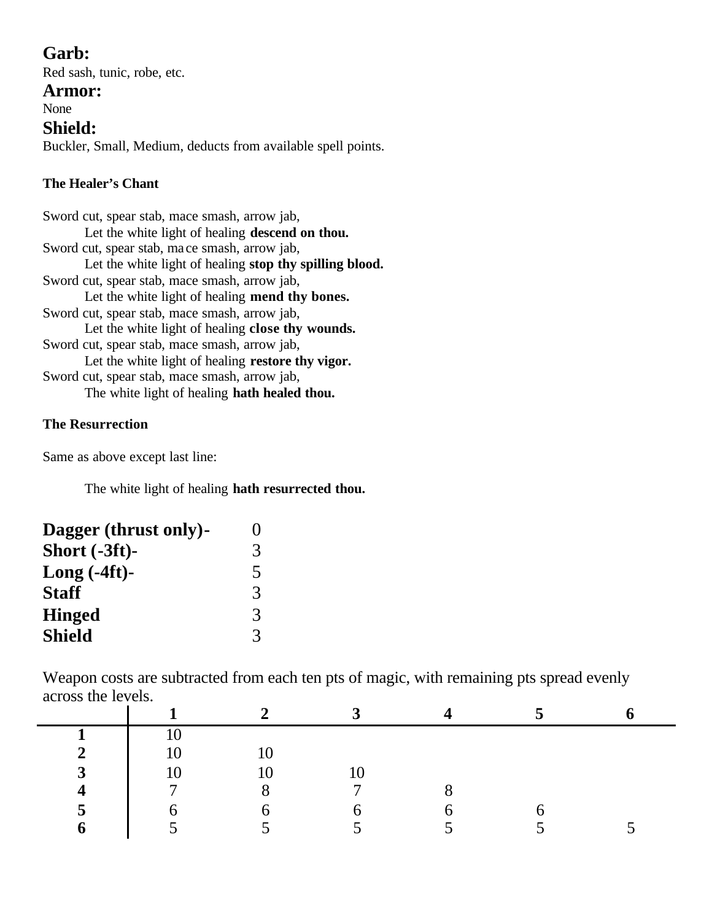## Garb:

Red sash, tunic, robe, etc.

## Armor:

None

## Shield:

Buckler, Small, Medium, deducts from available spell points.

**The Healer's Chant**

Sword cut, spear stab, mace smash, arrow jab,
Let the white light of healing **descend on thou.**
Sword cut, spear stab, mace smash, arrow jab,
Let the white light of healing **stop thy spilling blood.**
Sword cut, spear stab, mace smash, arrow jab,
Let the white light of healing **mend thy bones.**
Sword cut, spear stab, mace smash, arrow jab,
Let the white light of healing **close thy wounds.**
Sword cut, spear stab, mace smash, arrow jab,
Let the white light of healing **restore thy vigor.**
Sword cut, spear stab, mace smash, arrow jab,
The white light of healing **hath healed thou.**

**The Resurrection**

Same as above except last line:

The white light of healing **hath resurrected thou.**

| | |
|---|---|
| **Dagger (thrust only)-** | 0 |
| **Short (-3ft)-** | 3 |
| **Long (-4ft)-** | 5 |
| **Staff** | 3 |
| **Hinged** | 3 |
| **Shield** | 3 |

Weapon costs are subtracted from each ten pts of magic, with remaining pts spread evenly across the levels.

| | **1** | **2** | **3** | **4** | **5** | **6** |
|---|---|---|---|---|---|---|
| **1** | 10 | | | | | |
| **2** | 10 | 10 | | | | |
| **3** | 10 | 10 | 10 | | | |
| **4** | 7 | 8 | 7 | 8 | | |
| **5** | 6 | 6 | 6 | 6 | 6 | |
| **6** | 5 | 5 | 5 | 5 | 5 | 5 |